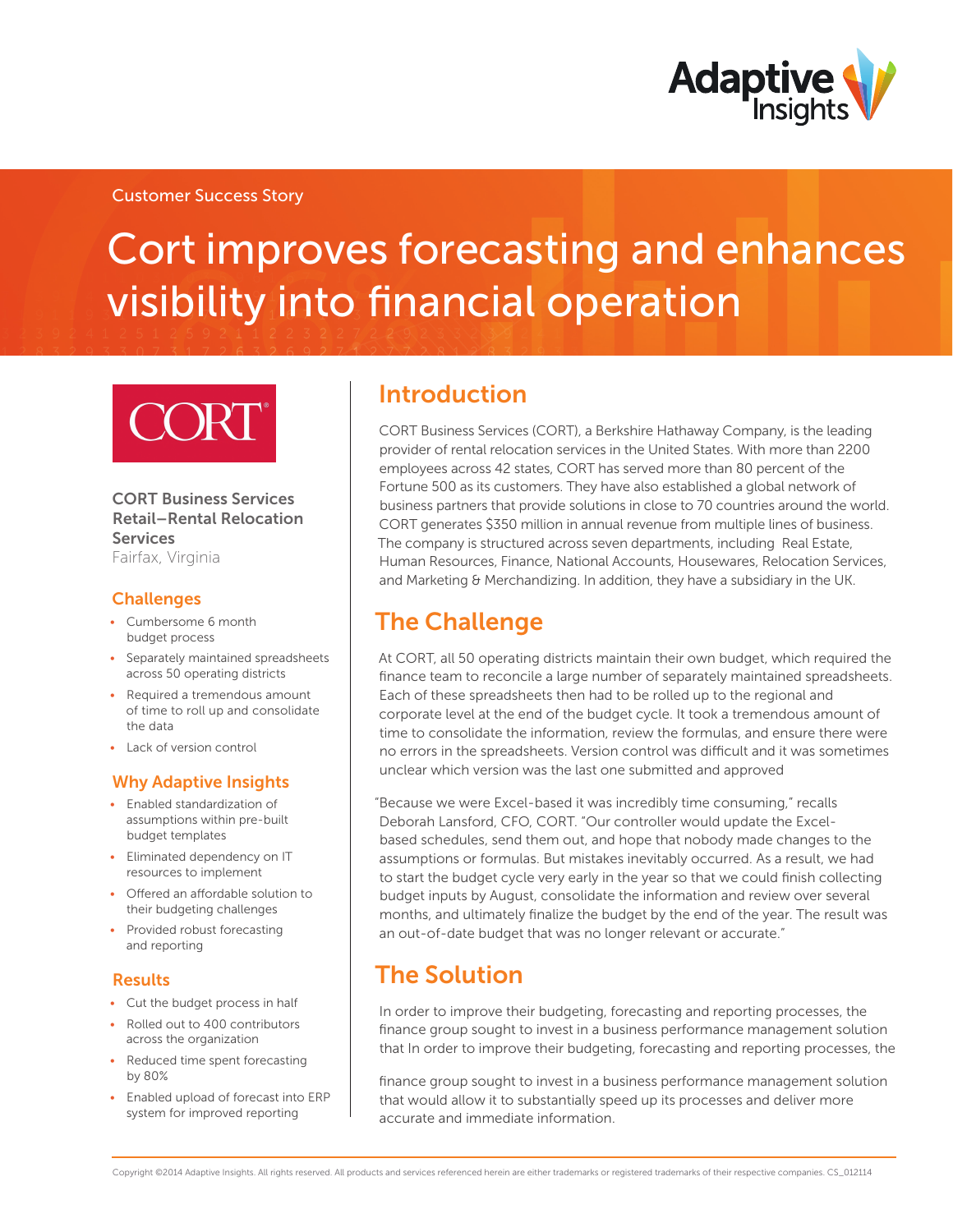Customer Success Story

# Cort improves forecasting and enhances visibility into financial operation

**CORT Business Services**
**Retail–Rental Relocation Services**
Fairfax, Virginia

### Challenges

- Cumbersome 6 month budget process
- Separately maintained spreadsheets across 50 operating districts
- Required a tremendous amount of time to roll up and consolidate the data
- Lack of version control

### Why Adaptive Insights

- Enabled standardization of assumptions within pre-built budget templates
- Eliminated dependency on IT resources to implement
- Offered an affordable solution to their budgeting challenges
- Provided robust forecasting and reporting

### Results

- Cut the budget process in half
- Rolled out to 400 contributors across the organization
- Reduced time spent forecasting by 80%
- Enabled upload of forecast into ERP system for improved reporting

## Introduction

CORT Business Services (CORT), a Berkshire Hathaway Company, is the leading provider of rental relocation services in the United States. With more than 2200 employees across 42 states, CORT has served more than 80 percent of the Fortune 500 as its customers. They have also established a global network of business partners that provide solutions in close to 70 countries around the world. CORT generates $350 million in annual revenue from multiple lines of business. The company is structured across seven departments, including Real Estate, Human Resources, Finance, National Accounts, Housewares, Relocation Services, and Marketing & Merchandizing. In addition, they have a subsidiary in the UK.

## The Challenge

At CORT, all 50 operating districts maintain their own budget, which required the finance team to reconcile a large number of separately maintained spreadsheets. Each of these spreadsheets then had to be rolled up to the regional and corporate level at the end of the budget cycle. It took a tremendous amount of time to consolidate the information, review the formulas, and ensure there were no errors in the spreadsheets. Version control was difficult and it was sometimes unclear which version was the last one submitted and approved

"Because we were Excel-based it was incredibly time consuming," recalls Deborah Lansford, CFO, CORT. "Our controller would update the Excel-based schedules, send them out, and hope that nobody made changes to the assumptions or formulas. But mistakes inevitably occurred. As a result, we had to start the budget cycle very early in the year so that we could finish collecting budget inputs by August, consolidate the information and review over several months, and ultimately finalize the budget by the end of the year. The result was an out-of-date budget that was no longer relevant or accurate."

## The Solution

In order to improve their budgeting, forecasting and reporting processes, the finance group sought to invest in a business performance management solution that In order to improve their budgeting, forecasting and reporting processes, the

finance group sought to invest in a business performance management solution that would allow it to substantially speed up its processes and deliver more accurate and immediate information.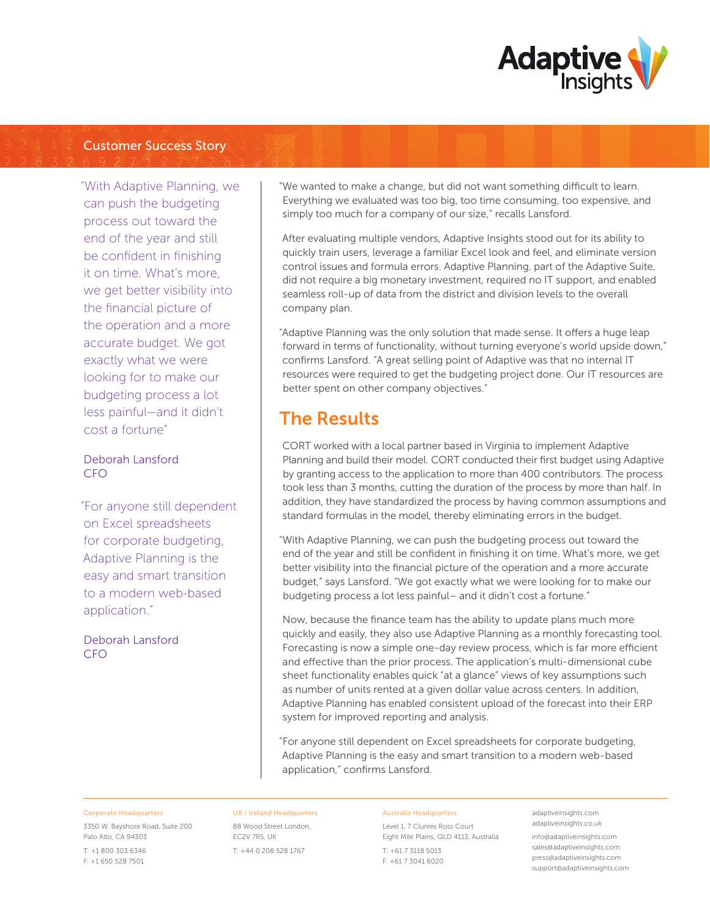Customer Success Story

"With Adaptive Planning, we can push the budgeting process out toward the end of the year and still be confident in finishing it on time. What's more, we get better visibility into the financial picture of the operation and a more accurate budget. We got exactly what we were looking for to make our budgeting process a lot less painful—and it didn't cost a fortune"

Deborah Lansford
CFO

"For anyone still dependent on Excel spreadsheets for corporate budgeting, Adaptive Planning is the easy and smart transition to a modern web-based application."

Deborah Lansford
CFO

"We wanted to make a change, but did not want something difficult to learn. Everything we evaluated was too big, too time consuming, too expensive, and simply too much for a company of our size," recalls Lansford.

After evaluating multiple vendors, Adaptive Insights stood out for its ability to quickly train users, leverage a familiar Excel look and feel, and eliminate version control issues and formula errors. Adaptive Planning, part of the Adaptive Suite, did not require a big monetary investment, required no IT support, and enabled seamless roll-up of data from the district and division levels to the overall company plan.

"Adaptive Planning was the only solution that made sense. It offers a huge leap forward in terms of functionality, without turning everyone's world upside down," confirms Lansford. "A great selling point of Adaptive was that no internal IT resources were required to get the budgeting project done. Our IT resources are better spent on other company objectives."

## The Results

CORT worked with a local partner based in Virginia to implement Adaptive Planning and build their model. CORT conducted their first budget using Adaptive by granting access to the application to more than 400 contributors. The process took less than 3 months, cutting the duration of the process by more than half. In addition, they have standardized the process by having common assumptions and standard formulas in the model, thereby eliminating errors in the budget.

"With Adaptive Planning, we can push the budgeting process out toward the end of the year and still be confident in finishing it on time. What's more, we get better visibility into the financial picture of the operation and a more accurate budget," says Lansford. "We got exactly what we were looking for to make our budgeting process a lot less painful– and it didn't cost a fortune."

Now, because the finance team has the ability to update plans much more quickly and easily, they also use Adaptive Planning as a monthly forecasting tool. Forecasting is now a simple one-day review process, which is far more efficient and effective than the prior process. The application's multi-dimensional cube sheet functionality enables quick "at a glance" views of key assumptions such as number of units rented at a given dollar value across centers. In addition, Adaptive Planning has enabled consistent upload of the forecast into their ERP system for improved reporting and analysis.

"For anyone still dependent on Excel spreadsheets for corporate budgeting, Adaptive Planning is the easy and smart transition to a modern web-based application," confirms Lansford.

**Corporate Headquarters**
3350 W. Bayshore Road, Suite 200
Palo Alto, CA 94303
T: +1 800 303 6346
F: +1 650 528 7501

**UK / Ireland Headquarters**
88 Wood Street London,
EC2V 7RS, UK
T: +44 0 208 528 1767

**Australia Headquarters**
Level 1, 7 Clunies Ross Court
Eight Mile Plains, QLD 4113, Australia
T: +61 7 3118 5013
F: +61 7 3041 6020

adaptiveinsights.com
adaptiveinsights.co.uk
info@adaptiveinsights.com
sales@adaptiveinsights.com
press@adaptiveinsights.com
support@adaptiveinsights.com